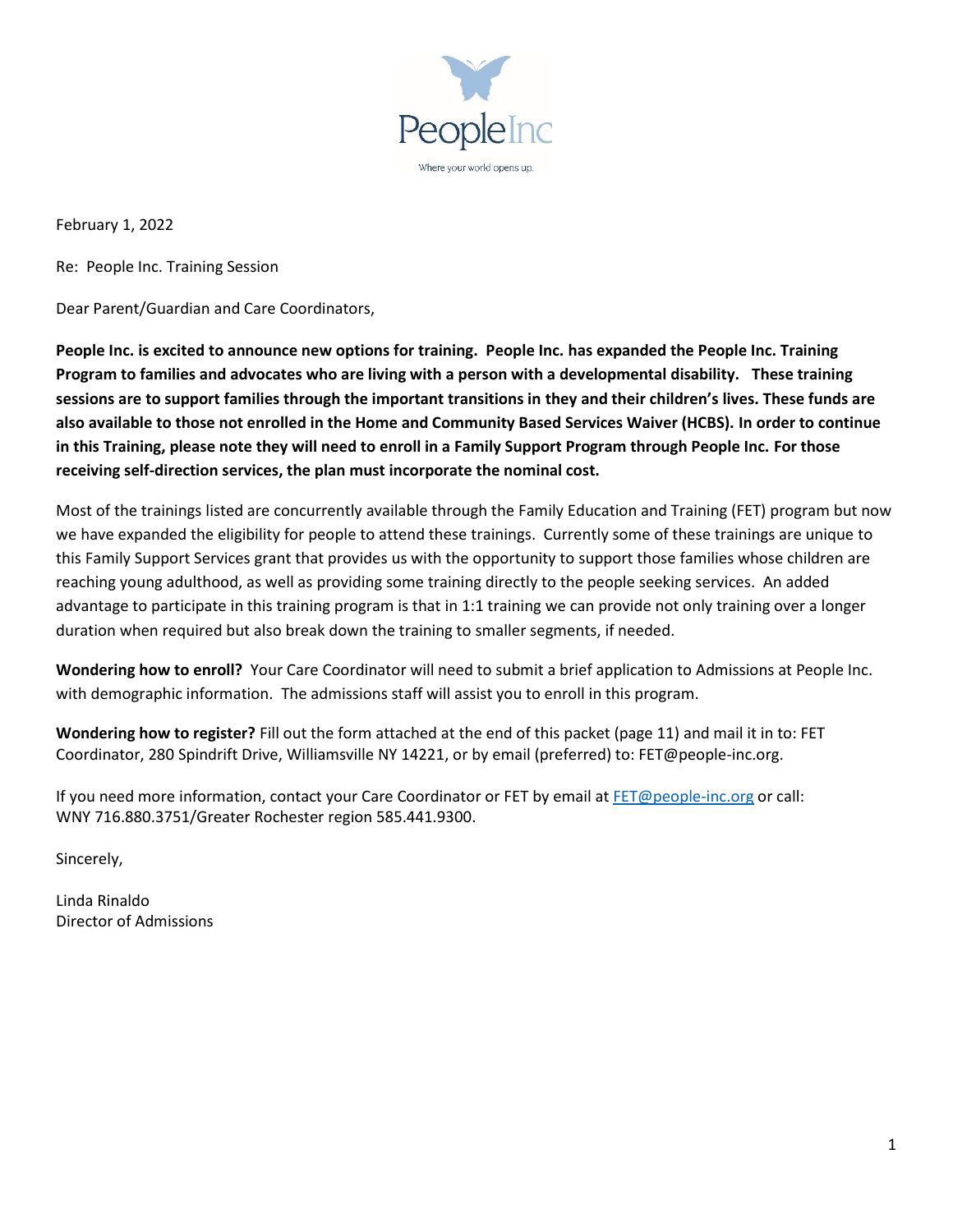PeopleInc

Where your world opens up.

February 1, 2022

Re: People Inc. Training Session

Dear Parent/Guardian and Care Coordinators,

**People Inc. is excited to announce new options for training. People Inc. has expanded the People Inc. Training Program to families and advocates who are living with a person with a developmental disability. These training sessions are to support families through the important transitions in they and their children's lives. These funds are also available to those not enrolled in the Home and Community Based Services Waiver (HCBS). In order to continue in this Training, please note they will need to enroll in a Family Support Program through People Inc. For those receiving self-direction services, the plan must incorporate the nominal cost.**

Most of the trainings listed are concurrently available through the Family Education and Training (FET) program but now we have expanded the eligibility for people to attend these trainings. Currently some of these trainings are unique to this Family Support Services grant that provides us with the opportunity to support those families whose children are reaching young adulthood, as well as providing some training directly to the people seeking services. An added advantage to participate in this training program is that in 1:1 training we can provide not only training over a longer duration when required but also break down the training to smaller segments, if needed.

**Wondering how to enroll?** Your Care Coordinator will need to submit a brief application to Admissions at People Inc. with demographic information. The admissions staff will assist you to enroll in this program.

**Wondering how to register?** Fill out the form attached at the end of this packet (page 11) and mail it in to: FET Coordinator, 280 Spindrift Drive, Williamsville NY 14221, or by email (preferred) to: FET@people-inc.org.

If you need more information, contact your Care Coordinator or FET by email at FET@people-inc.org or call: WNY 716.880.3751/Greater Rochester region 585.441.9300.

Sincerely,

Linda Rinaldo
Director of Admissions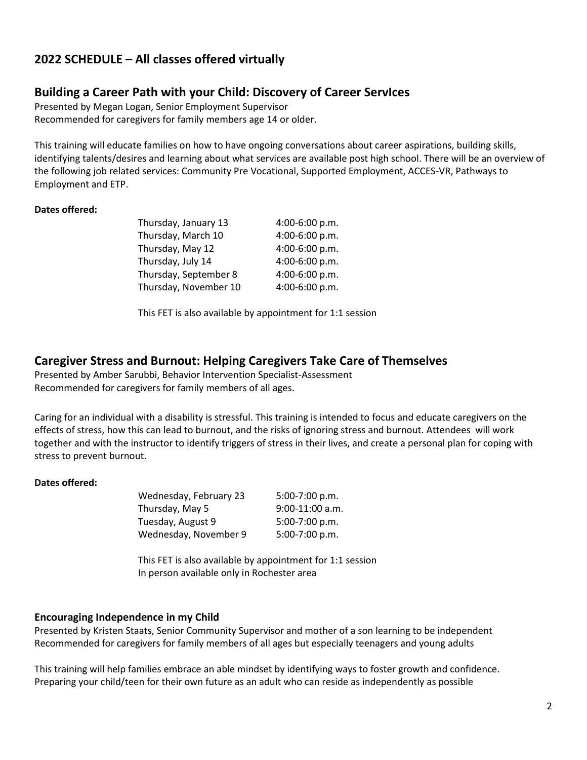## 2022 SCHEDULE – All classes offered virtually

### Building a Career Path with your Child: Discovery of Career ServIces

Presented by Megan Logan, Senior Employment Supervisor
Recommended for caregivers for family members age 14 or older.

This training will educate families on how to have ongoing conversations about career aspirations, building skills, identifying talents/desires and learning about what services are available post high school. There will be an overview of the following job related services: Community Pre Vocational, Supported Employment, ACCES-VR, Pathways to Employment and ETP.

**Dates offered:**

| | |
|---|---|
| Thursday, January 13 | 4:00-6:00 p.m. |
| Thursday, March 10 | 4:00-6:00 p.m. |
| Thursday, May 12 | 4:00-6:00 p.m. |
| Thursday, July 14 | 4:00-6:00 p.m. |
| Thursday, September 8 | 4:00-6:00 p.m. |
| Thursday, November 10 | 4:00-6:00 p.m. |

This FET is also available by appointment for 1:1 session

### Caregiver Stress and Burnout: Helping Caregivers Take Care of Themselves

Presented by Amber Sarubbi, Behavior Intervention Specialist-Assessment
Recommended for caregivers for family members of all ages.

Caring for an individual with a disability is stressful. This training is intended to focus and educate caregivers on the effects of stress, how this can lead to burnout, and the risks of ignoring stress and burnout. Attendees will work together and with the instructor to identify triggers of stress in their lives, and create a personal plan for coping with stress to prevent burnout.

**Dates offered:**

| | |
|---|---|
| Wednesday, February 23 | 5:00-7:00 p.m. |
| Thursday, May 5 | 9:00-11:00 a.m. |
| Tuesday, August 9 | 5:00-7:00 p.m. |
| Wednesday, November 9 | 5:00-7:00 p.m. |

This FET is also available by appointment for 1:1 session
In person available only in Rochester area

#### Encouraging Independence in my Child

Presented by Kristen Staats, Senior Community Supervisor and mother of a son learning to be independent
Recommended for caregivers for family members of all ages but especially teenagers and young adults

This training will help families embrace an able mindset by identifying ways to foster growth and confidence. Preparing your child/teen for their own future as an adult who can reside as independently as possible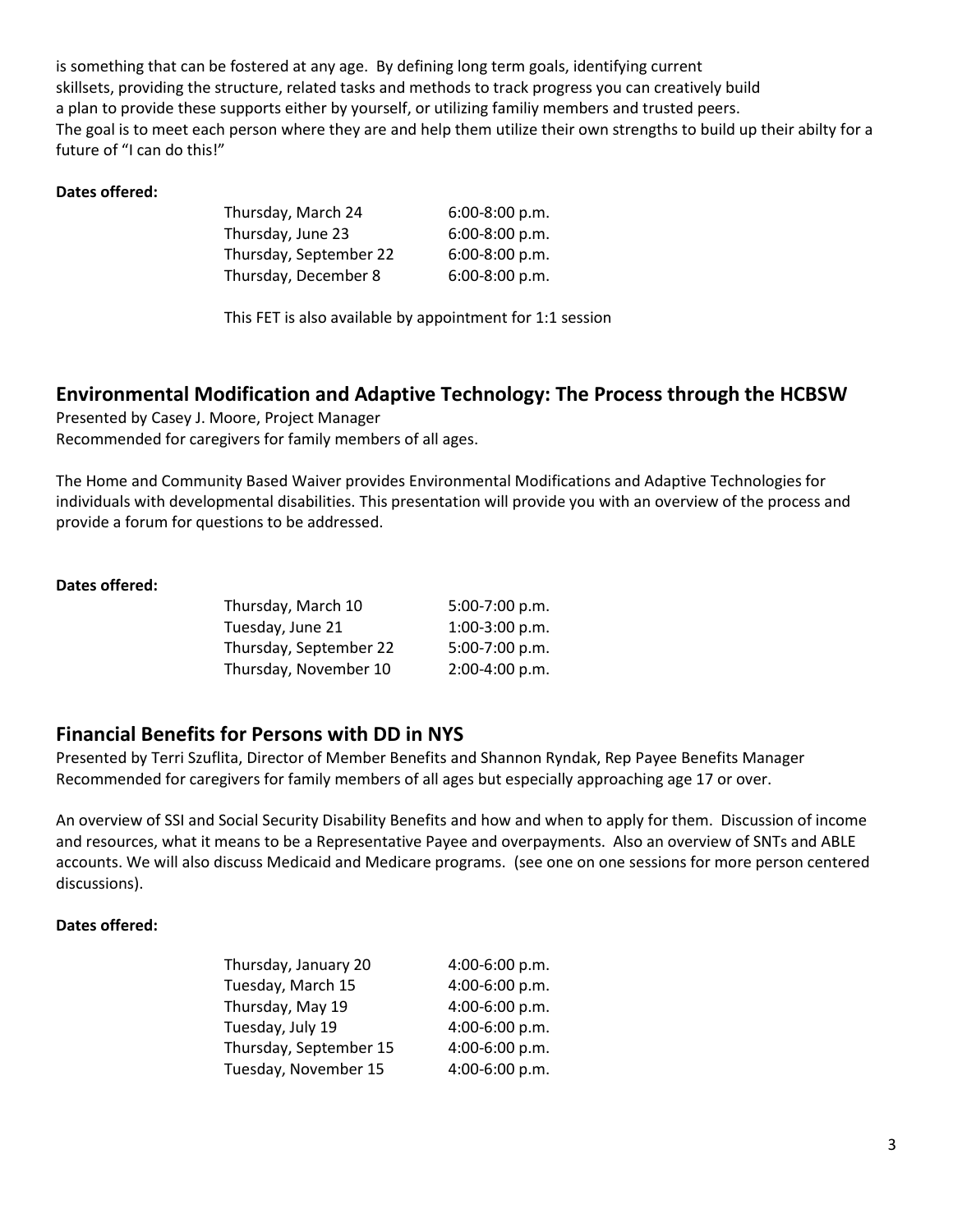is something that can be fostered at any age. By defining long term goals, identifying current skillsets, providing the structure, related tasks and methods to track progress you can creatively build a plan to provide these supports either by yourself, or utilizing familiy members and trusted peers. The goal is to meet each person where they are and help them utilize their own strengths to build up their abilty for a future of "I can do this!"

**Dates offered:**

| | |
|---|---|
| Thursday, March 24 | 6:00-8:00 p.m. |
| Thursday, June 23 | 6:00-8:00 p.m. |
| Thursday, September 22 | 6:00-8:00 p.m. |
| Thursday, December 8 | 6:00-8:00 p.m. |

This FET is also available by appointment for 1:1 session

## Environmental Modification and Adaptive Technology: The Process through the HCBSW

Presented by Casey J. Moore, Project Manager
Recommended for caregivers for family members of all ages.

The Home and Community Based Waiver provides Environmental Modifications and Adaptive Technologies for individuals with developmental disabilities. This presentation will provide you with an overview of the process and provide a forum for questions to be addressed.

**Dates offered:**

| | |
|---|---|
| Thursday, March 10 | 5:00-7:00 p.m. |
| Tuesday, June 21 | 1:00-3:00 p.m. |
| Thursday, September 22 | 5:00-7:00 p.m. |
| Thursday, November 10 | 2:00-4:00 p.m. |

## Financial Benefits for Persons with DD in NYS

Presented by Terri Szuflita, Director of Member Benefits and Shannon Ryndak, Rep Payee Benefits Manager
Recommended for caregivers for family members of all ages but especially approaching age 17 or over.

An overview of SSI and Social Security Disability Benefits and how and when to apply for them. Discussion of income and resources, what it means to be a Representative Payee and overpayments. Also an overview of SNTs and ABLE accounts. We will also discuss Medicaid and Medicare programs. (see one on one sessions for more person centered discussions).

**Dates offered:**

| | |
|---|---|
| Thursday, January 20 | 4:00-6:00 p.m. |
| Tuesday, March 15 | 4:00-6:00 p.m. |
| Thursday, May 19 | 4:00-6:00 p.m. |
| Tuesday, July 19 | 4:00-6:00 p.m. |
| Thursday, September 15 | 4:00-6:00 p.m. |
| Tuesday, November 15 | 4:00-6:00 p.m. |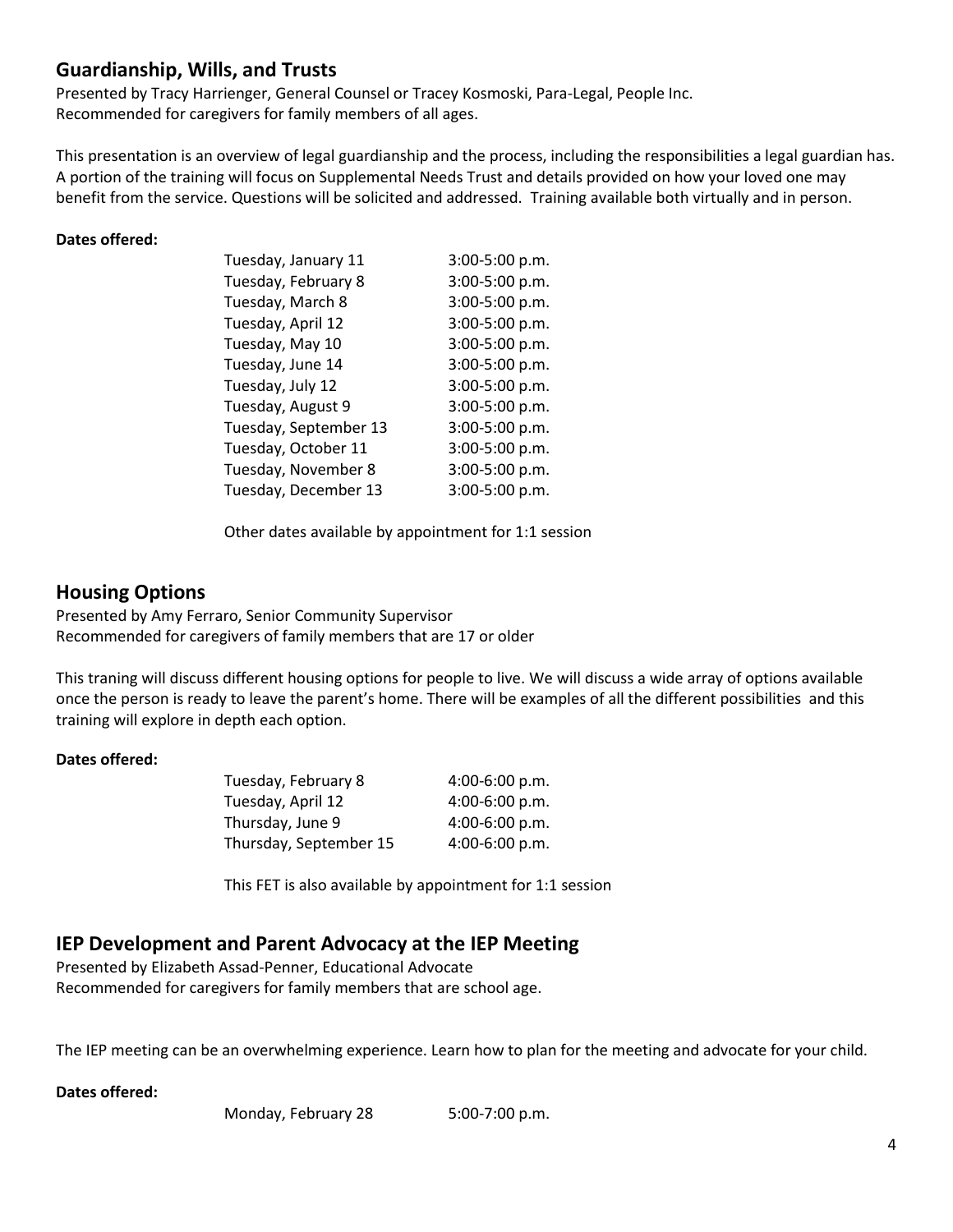## Guardianship, Wills, and Trusts

Presented by Tracy Harrienger, General Counsel or Tracey Kosmoski, Para-Legal, People Inc.
Recommended for caregivers for family members of all ages.

This presentation is an overview of legal guardianship and the process, including the responsibilities a legal guardian has. A portion of the training will focus on Supplemental Needs Trust and details provided on how your loved one may benefit from the service. Questions will be solicited and addressed. Training available both virtually and in person.

**Dates offered:**

| | |
|---|---|
| Tuesday, January 11 | 3:00-5:00 p.m. |
| Tuesday, February 8 | 3:00-5:00 p.m. |
| Tuesday, March 8 | 3:00-5:00 p.m. |
| Tuesday, April 12 | 3:00-5:00 p.m. |
| Tuesday, May 10 | 3:00-5:00 p.m. |
| Tuesday, June 14 | 3:00-5:00 p.m. |
| Tuesday, July 12 | 3:00-5:00 p.m. |
| Tuesday, August 9 | 3:00-5:00 p.m. |
| Tuesday, September 13 | 3:00-5:00 p.m. |
| Tuesday, October 11 | 3:00-5:00 p.m. |
| Tuesday, November 8 | 3:00-5:00 p.m. |
| Tuesday, December 13 | 3:00-5:00 p.m. |

Other dates available by appointment for 1:1 session

## Housing Options

Presented by Amy Ferraro, Senior Community Supervisor
Recommended for caregivers of family members that are 17 or older

This traning will discuss different housing options for people to live. We will discuss a wide array of options available once the person is ready to leave the parent's home. There will be examples of all the different possibilities and this training will explore in depth each option.

**Dates offered:**

| | |
|---|---|
| Tuesday, February 8 | 4:00-6:00 p.m. |
| Tuesday, April 12 | 4:00-6:00 p.m. |
| Thursday, June 9 | 4:00-6:00 p.m. |
| Thursday, September 15 | 4:00-6:00 p.m. |

This FET is also available by appointment for 1:1 session

## IEP Development and Parent Advocacy at the IEP Meeting

Presented by Elizabeth Assad-Penner, Educational Advocate
Recommended for caregivers for family members that are school age.

The IEP meeting can be an overwhelming experience. Learn how to plan for the meeting and advocate for your child.

**Dates offered:**

| | |
|---|---|
| Monday, February 28 | 5:00-7:00 p.m. |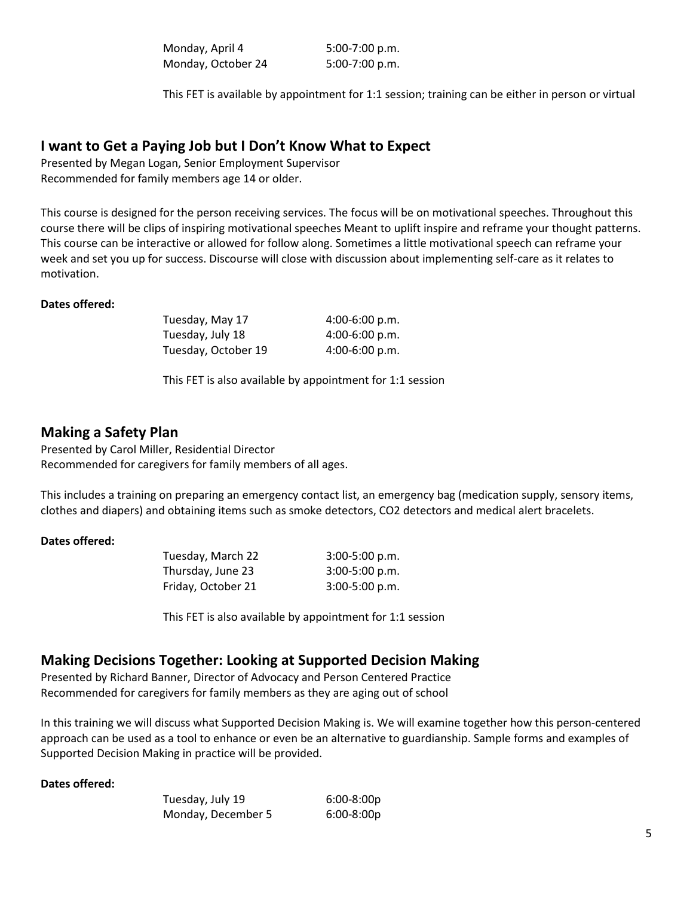| | |
|---|---|
| Monday, April 4 | 5:00-7:00 p.m. |
| Monday, October 24 | 5:00-7:00 p.m. |

This FET is available by appointment for 1:1 session; training can be either in person or virtual

## I want to Get a Paying Job but I Don't Know What to Expect

Presented by Megan Logan, Senior Employment Supervisor
Recommended for family members age 14 or older.

This course is designed for the person receiving services. The focus will be on motivational speeches. Throughout this course there will be clips of inspiring motivational speeches Meant to uplift inspire and reframe your thought patterns. This course can be interactive or allowed for follow along. Sometimes a little motivational speech can reframe your week and set you up for success. Discourse will close with discussion about implementing self-care as it relates to motivation.

**Dates offered:**

| | |
|---|---|
| Tuesday, May 17 | 4:00-6:00 p.m. |
| Tuesday, July 18 | 4:00-6:00 p.m. |
| Tuesday, October 19 | 4:00-6:00 p.m. |

This FET is also available by appointment for 1:1 session

## Making a Safety Plan

Presented by Carol Miller, Residential Director
Recommended for caregivers for family members of all ages.

This includes a training on preparing an emergency contact list, an emergency bag (medication supply, sensory items, clothes and diapers) and obtaining items such as smoke detectors, CO2 detectors and medical alert bracelets.

**Dates offered:**

| | |
|---|---|
| Tuesday, March 22 | 3:00-5:00 p.m. |
| Thursday, June 23 | 3:00-5:00 p.m. |
| Friday, October 21 | 3:00-5:00 p.m. |

This FET is also available by appointment for 1:1 session

## Making Decisions Together: Looking at Supported Decision Making

Presented by Richard Banner, Director of Advocacy and Person Centered Practice
Recommended for caregivers for family members as they are aging out of school

In this training we will discuss what Supported Decision Making is. We will examine together how this person-centered approach can be used as a tool to enhance or even be an alternative to guardianship. Sample forms and examples of Supported Decision Making in practice will be provided.

**Dates offered:**

| | |
|---|---|
| Tuesday, July 19 | 6:00-8:00p |
| Monday, December 5 | 6:00-8:00p |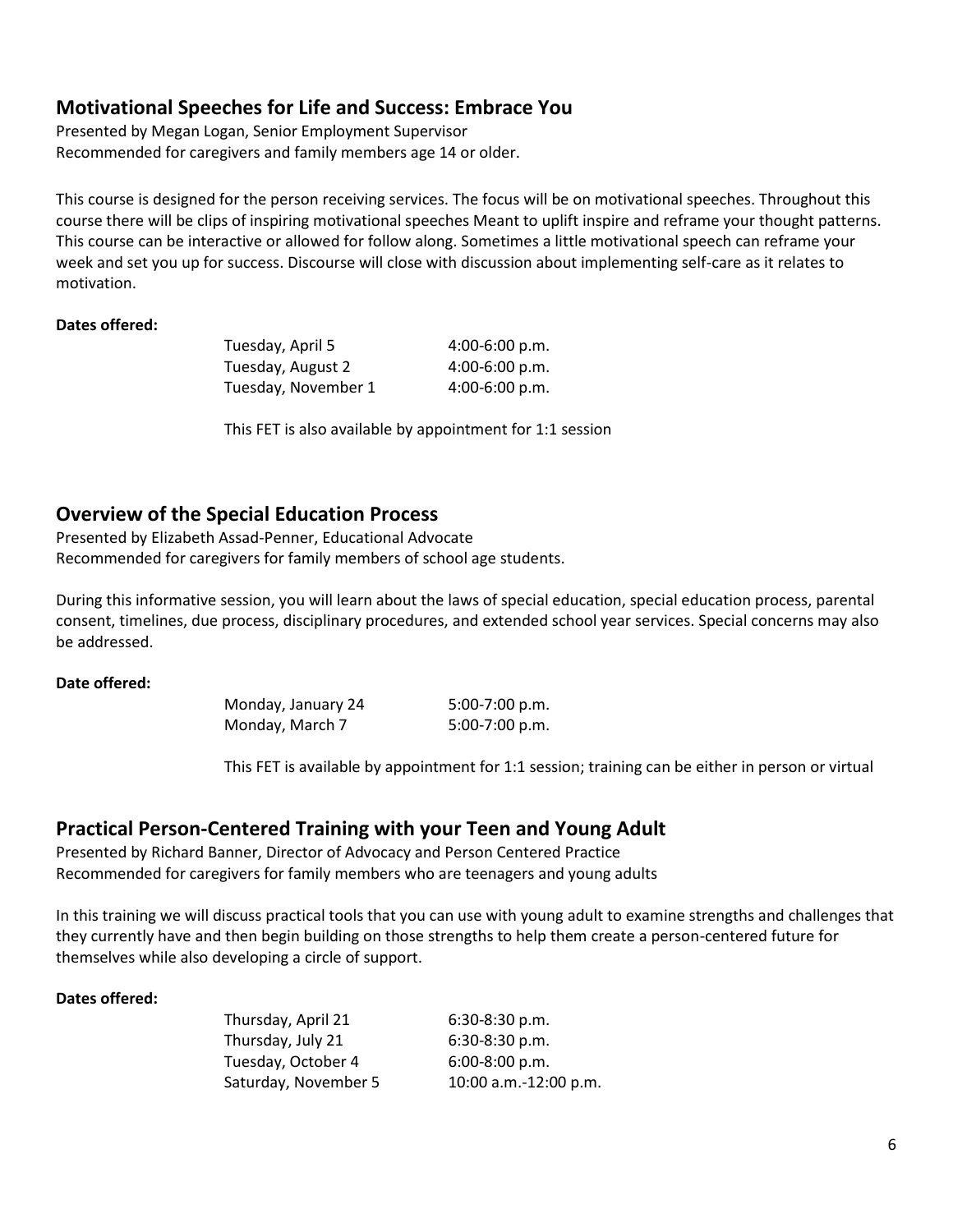## Motivational Speeches for Life and Success: Embrace You

Presented by Megan Logan, Senior Employment Supervisor
Recommended for caregivers and family members age 14 or older.

This course is designed for the person receiving services. The focus will be on motivational speeches. Throughout this course there will be clips of inspiring motivational speeches Meant to uplift inspire and reframe your thought patterns. This course can be interactive or allowed for follow along. Sometimes a little motivational speech can reframe your week and set you up for success. Discourse will close with discussion about implementing self-care as it relates to motivation.

**Dates offered:**

| | |
|---|---|
| Tuesday, April 5 | 4:00-6:00 p.m. |
| Tuesday, August 2 | 4:00-6:00 p.m. |
| Tuesday, November 1 | 4:00-6:00 p.m. |

This FET is also available by appointment for 1:1 session

## Overview of the Special Education Process

Presented by Elizabeth Assad-Penner, Educational Advocate
Recommended for caregivers for family members of school age students.

During this informative session, you will learn about the laws of special education, special education process, parental consent, timelines, due process, disciplinary procedures, and extended school year services. Special concerns may also be addressed.

**Date offered:**

| | |
|---|---|
| Monday, January 24 | 5:00-7:00 p.m. |
| Monday, March 7 | 5:00-7:00 p.m. |

This FET is available by appointment for 1:1 session; training can be either in person or virtual

## Practical Person-Centered Training with your Teen and Young Adult

Presented by Richard Banner, Director of Advocacy and Person Centered Practice
Recommended for caregivers for family members who are teenagers and young adults

In this training we will discuss practical tools that you can use with young adult to examine strengths and challenges that they currently have and then begin building on those strengths to help them create a person-centered future for themselves while also developing a circle of support.

**Dates offered:**

| | |
|---|---|
| Thursday, April 21 | 6:30-8:30 p.m. |
| Thursday, July 21 | 6:30-8:30 p.m. |
| Tuesday, October 4 | 6:00-8:00 p.m. |
| Saturday, November 5 | 10:00 a.m.-12:00 p.m. |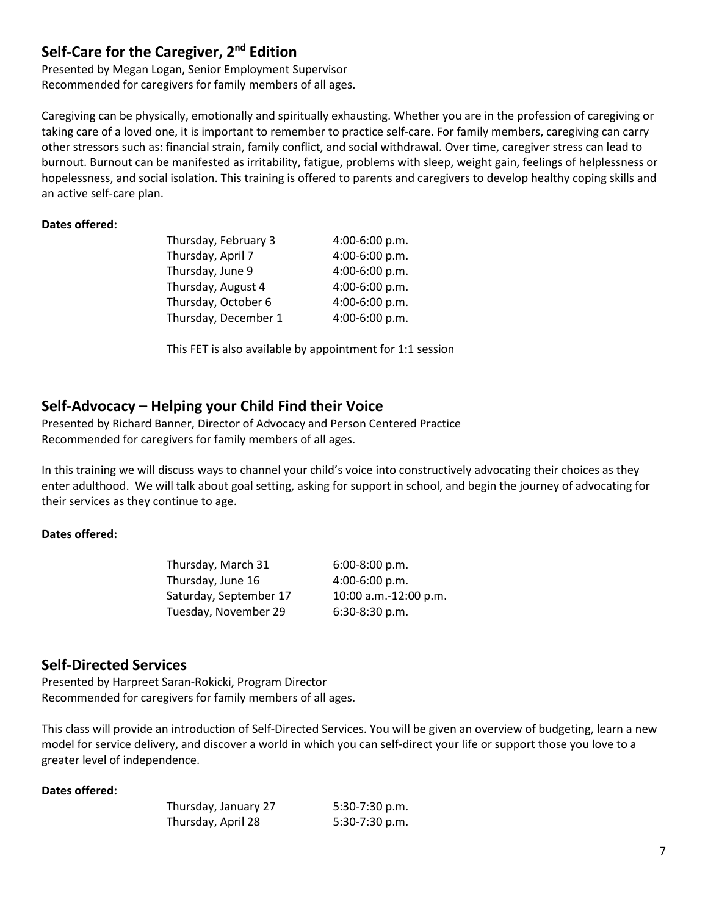## Self-Care for the Caregiver, 2nd Edition

Presented by Megan Logan, Senior Employment Supervisor
Recommended for caregivers for family members of all ages.

Caregiving can be physically, emotionally and spiritually exhausting. Whether you are in the profession of caregiving or taking care of a loved one, it is important to remember to practice self-care. For family members, caregiving can carry other stressors such as: financial strain, family conflict, and social withdrawal. Over time, caregiver stress can lead to burnout. Burnout can be manifested as irritability, fatigue, problems with sleep, weight gain, feelings of helplessness or hopelessness, and social isolation. This training is offered to parents and caregivers to develop healthy coping skills and an active self-care plan.

**Dates offered:**

| | |
|---|---|
| Thursday, February 3 | 4:00-6:00 p.m. |
| Thursday, April 7 | 4:00-6:00 p.m. |
| Thursday, June 9 | 4:00-6:00 p.m. |
| Thursday, August 4 | 4:00-6:00 p.m. |
| Thursday, October 6 | 4:00-6:00 p.m. |
| Thursday, December 1 | 4:00-6:00 p.m. |

This FET is also available by appointment for 1:1 session

## Self-Advocacy – Helping your Child Find their Voice

Presented by Richard Banner, Director of Advocacy and Person Centered Practice
Recommended for caregivers for family members of all ages.

In this training we will discuss ways to channel your child's voice into constructively advocating their choices as they enter adulthood. We will talk about goal setting, asking for support in school, and begin the journey of advocating for their services as they continue to age.

**Dates offered:**

| | |
|---|---|
| Thursday, March 31 | 6:00-8:00 p.m. |
| Thursday, June 16 | 4:00-6:00 p.m. |
| Saturday, September 17 | 10:00 a.m.-12:00 p.m. |
| Tuesday, November 29 | 6:30-8:30 p.m. |

## Self-Directed Services

Presented by Harpreet Saran-Rokicki, Program Director
Recommended for caregivers for family members of all ages.

This class will provide an introduction of Self-Directed Services. You will be given an overview of budgeting, learn a new model for service delivery, and discover a world in which you can self-direct your life or support those you love to a greater level of independence.

**Dates offered:**

| | |
|---|---|
| Thursday, January 27 | 5:30-7:30 p.m. |
| Thursday, April 28 | 5:30-7:30 p.m. |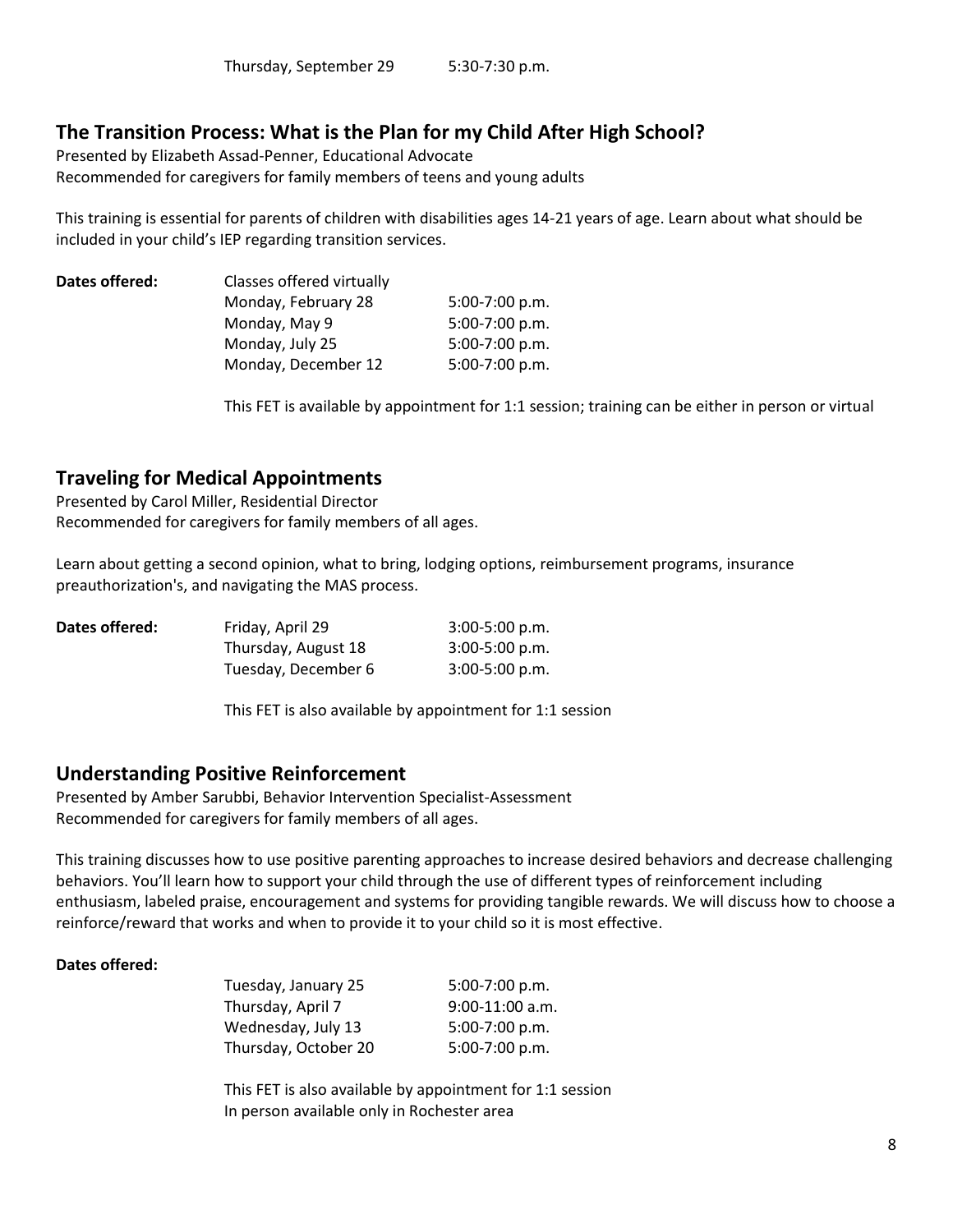Thursday, September 29 5:30-7:30 p.m.

## The Transition Process: What is the Plan for my Child After High School?

Presented by Elizabeth Assad-Penner, Educational Advocate
Recommended for caregivers for family members of teens and young adults

This training is essential for parents of children with disabilities ages 14-21 years of age. Learn about what should be included in your child's IEP regarding transition services.

**Dates offered:** Classes offered virtually

Monday, February 28 5:00-7:00 p.m.
Monday, May 9 5:00-7:00 p.m.
Monday, July 25 5:00-7:00 p.m.
Monday, December 12 5:00-7:00 p.m.

This FET is available by appointment for 1:1 session; training can be either in person or virtual

## Traveling for Medical Appointments

Presented by Carol Miller, Residential Director
Recommended for caregivers for family members of all ages.

Learn about getting a second opinion, what to bring, lodging options, reimbursement programs, insurance preauthorization's, and navigating the MAS process.

**Dates offered:**

Friday, April 29 3:00-5:00 p.m.
Thursday, August 18 3:00-5:00 p.m.
Tuesday, December 6 3:00-5:00 p.m.

This FET is also available by appointment for 1:1 session

## Understanding Positive Reinforcement

Presented by Amber Sarubbi, Behavior Intervention Specialist-Assessment
Recommended for caregivers for family members of all ages.

This training discusses how to use positive parenting approaches to increase desired behaviors and decrease challenging behaviors. You'll learn how to support your child through the use of different types of reinforcement including enthusiasm, labeled praise, encouragement and systems for providing tangible rewards. We will discuss how to choose a reinforce/reward that works and when to provide it to your child so it is most effective.

**Dates offered:**

Tuesday, January 25 5:00-7:00 p.m.
Thursday, April 7 9:00-11:00 a.m.
Wednesday, July 13 5:00-7:00 p.m.
Thursday, October 20 5:00-7:00 p.m.

This FET is also available by appointment for 1:1 session
In person available only in Rochester area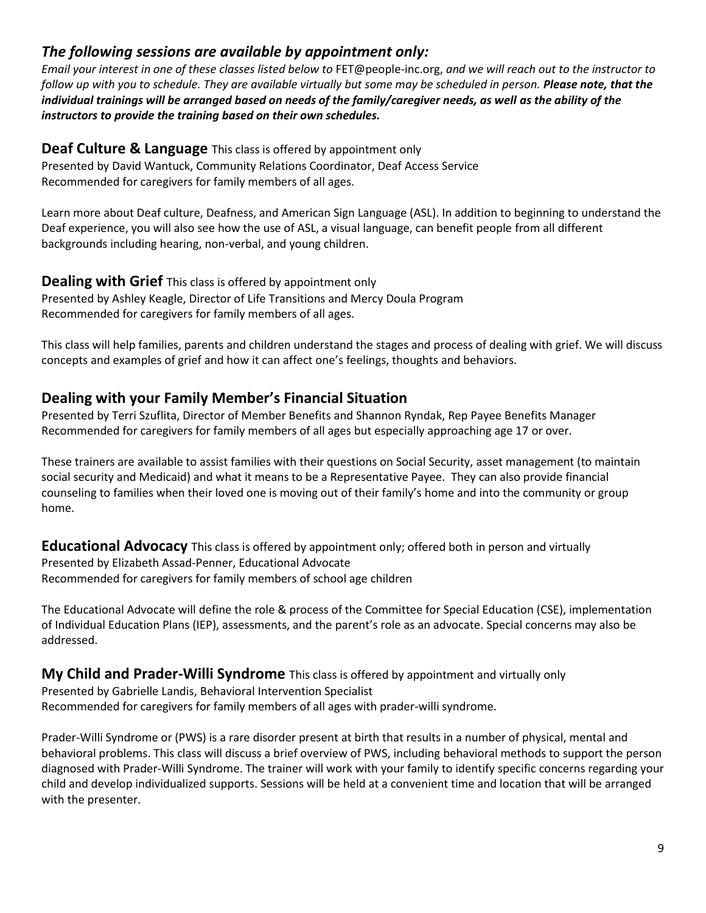## *The following sessions are available by appointment only:*

*Email your interest in one of these classes listed below to* FET@people-inc.org, *and we will reach out to the instructor to follow up with you to schedule. They are available virtually but some may be scheduled in person.* ***Please note, that the individual trainings will be arranged based on needs of the family/caregiver needs, as well as the ability of the instructors to provide the training based on their own schedules.***

**Deaf Culture & Language** This class is offered by appointment only
Presented by David Wantuck, Community Relations Coordinator, Deaf Access Service
Recommended for caregivers for family members of all ages.

Learn more about Deaf culture, Deafness, and American Sign Language (ASL). In addition to beginning to understand the Deaf experience, you will also see how the use of ASL, a visual language, can benefit people from all different backgrounds including hearing, non-verbal, and young children.

**Dealing with Grief** This class is offered by appointment only
Presented by Ashley Keagle, Director of Life Transitions and Mercy Doula Program
Recommended for caregivers for family members of all ages.

This class will help families, parents and children understand the stages and process of dealing with grief. We will discuss concepts and examples of grief and how it can affect one's feelings, thoughts and behaviors.

**Dealing with your Family Member's Financial Situation**
Presented by Terri Szuflita, Director of Member Benefits and Shannon Ryndak, Rep Payee Benefits Manager
Recommended for caregivers for family members of all ages but especially approaching age 17 or over.

These trainers are available to assist families with their questions on Social Security, asset management (to maintain social security and Medicaid) and what it means to be a Representative Payee. They can also provide financial counseling to families when their loved one is moving out of their family's home and into the community or group home.

**Educational Advocacy** This class is offered by appointment only; offered both in person and virtually
Presented by Elizabeth Assad-Penner, Educational Advocate
Recommended for caregivers for family members of school age children

The Educational Advocate will define the role & process of the Committee for Special Education (CSE), implementation of Individual Education Plans (IEP), assessments, and the parent's role as an advocate. Special concerns may also be addressed.

**My Child and Prader-Willi Syndrome** This class is offered by appointment and virtually only
Presented by Gabrielle Landis, Behavioral Intervention Specialist
Recommended for caregivers for family members of all ages with prader-willi syndrome.

Prader-Willi Syndrome or (PWS) is a rare disorder present at birth that results in a number of physical, mental and behavioral problems. This class will discuss a brief overview of PWS, including behavioral methods to support the person diagnosed with Prader-Willi Syndrome. The trainer will work with your family to identify specific concerns regarding your child and develop individualized supports. Sessions will be held at a convenient time and location that will be arranged with the presenter.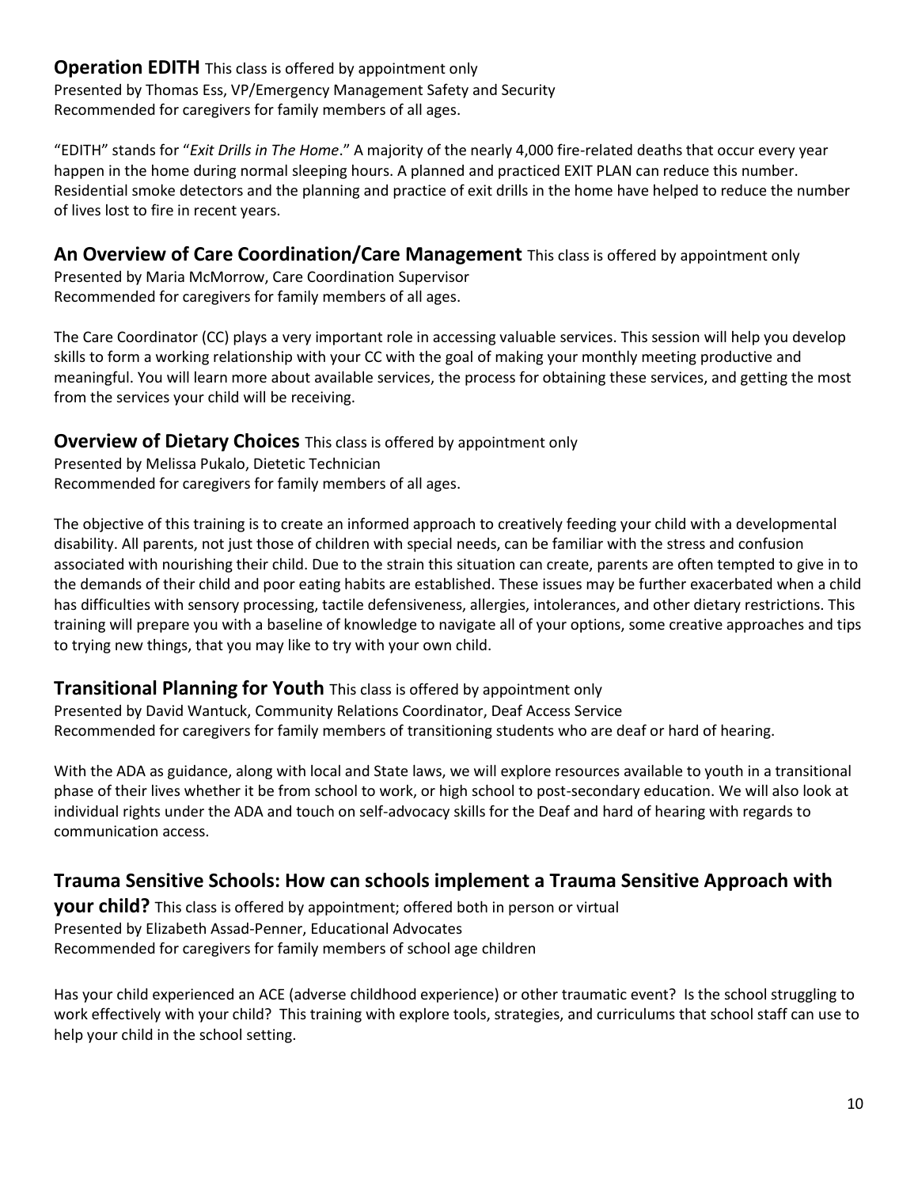**Operation EDITH** This class is offered by appointment only
Presented by Thomas Ess, VP/Emergency Management Safety and Security
Recommended for caregivers for family members of all ages.

"EDITH" stands for "*Exit Drills in The Home*." A majority of the nearly 4,000 fire-related deaths that occur every year happen in the home during normal sleeping hours. A planned and practiced EXIT PLAN can reduce this number. Residential smoke detectors and the planning and practice of exit drills in the home have helped to reduce the number of lives lost to fire in recent years.

**An Overview of Care Coordination/Care Management** This class is offered by appointment only
Presented by Maria McMorrow, Care Coordination Supervisor
Recommended for caregivers for family members of all ages.

The Care Coordinator (CC) plays a very important role in accessing valuable services. This session will help you develop skills to form a working relationship with your CC with the goal of making your monthly meeting productive and meaningful. You will learn more about available services, the process for obtaining these services, and getting the most from the services your child will be receiving.

**Overview of Dietary Choices** This class is offered by appointment only
Presented by Melissa Pukalo, Dietetic Technician
Recommended for caregivers for family members of all ages.

The objective of this training is to create an informed approach to creatively feeding your child with a developmental disability. All parents, not just those of children with special needs, can be familiar with the stress and confusion associated with nourishing their child. Due to the strain this situation can create, parents are often tempted to give in to the demands of their child and poor eating habits are established. These issues may be further exacerbated when a child has difficulties with sensory processing, tactile defensiveness, allergies, intolerances, and other dietary restrictions. This training will prepare you with a baseline of knowledge to navigate all of your options, some creative approaches and tips to trying new things, that you may like to try with your own child.

**Transitional Planning for Youth** This class is offered by appointment only
Presented by David Wantuck, Community Relations Coordinator, Deaf Access Service
Recommended for caregivers for family members of transitioning students who are deaf or hard of hearing.

With the ADA as guidance, along with local and State laws, we will explore resources available to youth in a transitional phase of their lives whether it be from school to work, or high school to post-secondary education. We will also look at individual rights under the ADA and touch on self-advocacy skills for the Deaf and hard of hearing with regards to communication access.

**Trauma Sensitive Schools: How can schools implement a Trauma Sensitive Approach with your child?** This class is offered by appointment; offered both in person or virtual
Presented by Elizabeth Assad-Penner, Educational Advocates
Recommended for caregivers for family members of school age children

Has your child experienced an ACE (adverse childhood experience) or other traumatic event? Is the school struggling to work effectively with your child? This training with explore tools, strategies, and curriculums that school staff can use to help your child in the school setting.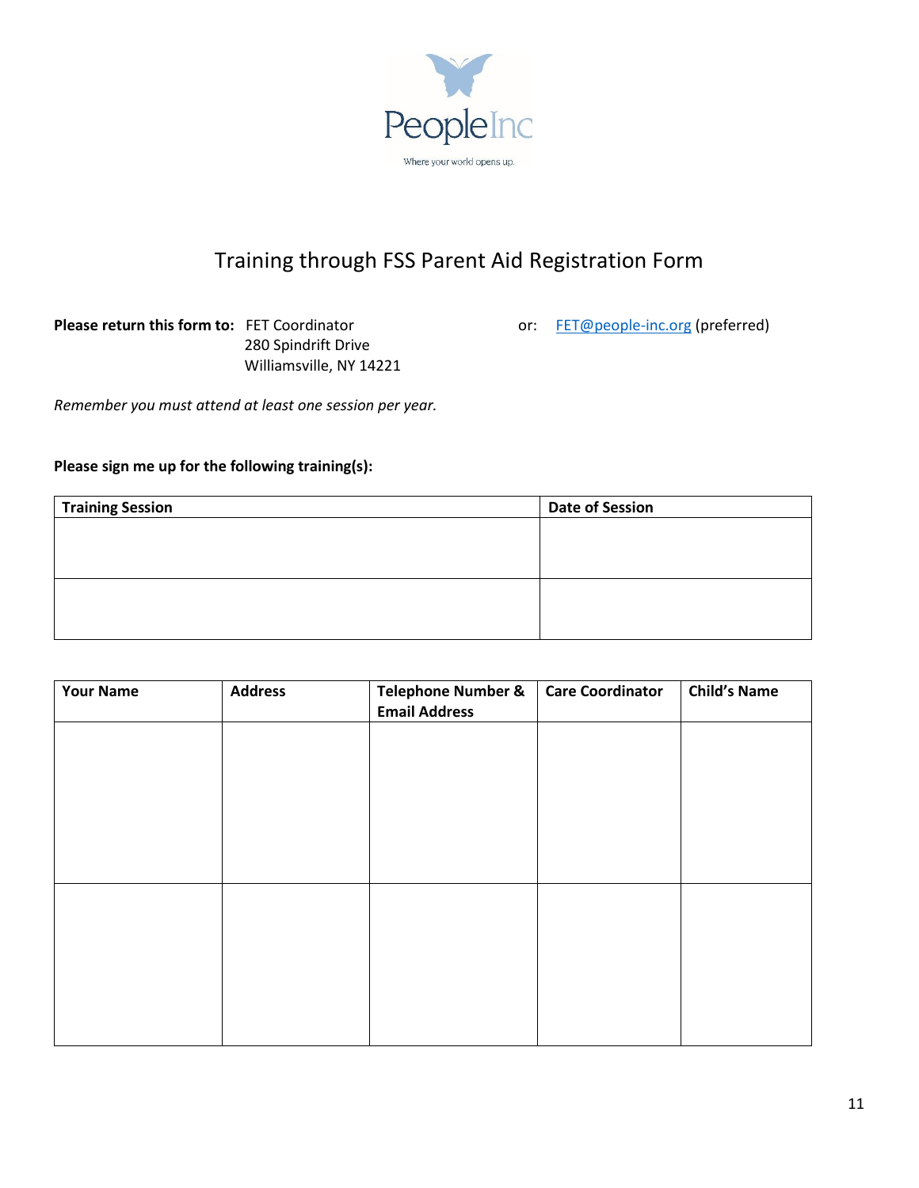PeopleInc

Where your world opens up.

# Training through FSS Parent Aid Registration Form

**Please return this form to:** FET Coordinator
280 Spindrift Drive
Williamsville, NY 14221

or: FET@people-inc.org (preferred)

*Remember you must attend at least one session per year.*

**Please sign me up for the following training(s):**

| Training Session | Date of Session |
|---|---|
| | |
| | |

| Your Name | Address | Telephone Number & Email Address | Care Coordinator | Child's Name |
|---|---|---|---|---|
| | | | | |
| | | | | |